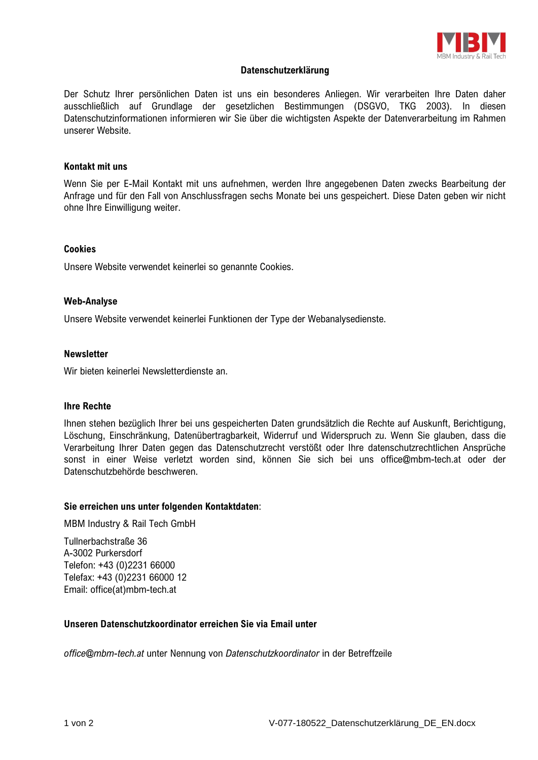# Datenschutzerklärung

Der Schutz Ihrer persönlichen Daten ist uns ein besonderes Anliegen. Wir verarbeiten Ihre Daten daher ausschließlich auf Grundlage der gesetzlichen Bestimmungen (DSGVO, TKG 2003). In diesen Datenschutzinformationen informieren wir Sie über die wichtigsten Aspekte der Datenverarbeitung im Rahmen unserer Website.

## Kontakt mit uns

Wenn Sie per E-Mail Kontakt mit uns aufnehmen, werden Ihre angegebenen Daten zwecks Bearbeitung der Anfrage und für den Fall von Anschlussfragen sechs Monate bei uns gespeichert. Diese Daten geben wir nicht ohne Ihre Einwilligung weiter.

## Cookies

Unsere Website verwendet keinerlei so genannte Cookies.

## Web-Analyse

Unsere Website verwendet keinerlei Funktionen der Type der Webanalysedienste.

## Newsletter

Wir bieten keinerlei Newsletterdienste an.

## Ihre Rechte

Ihnen stehen bezüglich Ihrer bei uns gespeicherten Daten grundsätzlich die Rechte auf Auskunft, Berichtigung, Löschung, Einschränkung, Datenübertragbarkeit, Widerruf und Widerspruch zu. Wenn Sie glauben, dass die Verarbeitung Ihrer Daten gegen das Datenschutzrecht verstößt oder Ihre datenschutzrechtlichen Ansprüche sonst in einer Weise verletzt worden sind, können Sie sich bei uns office@mbm-tech.at oder der Datenschutzbehörde beschweren.

**Sie erreichen uns unter folgenden Kontaktdaten**:

MBM Industry & Rail Tech GmbH

Tullnerbachstraße 36
A-3002 Purkersdorf
Telefon: +43 (0)2231 66000
Telefax: +43 (0)2231 66000 12
Email: office(at)mbm-tech.at

**Unseren Datenschutzkoordinator erreichen Sie via Email unter**

*office@mbm-tech.at* unter Nennung von *Datenschutzkoordinator* in der Betreffzeile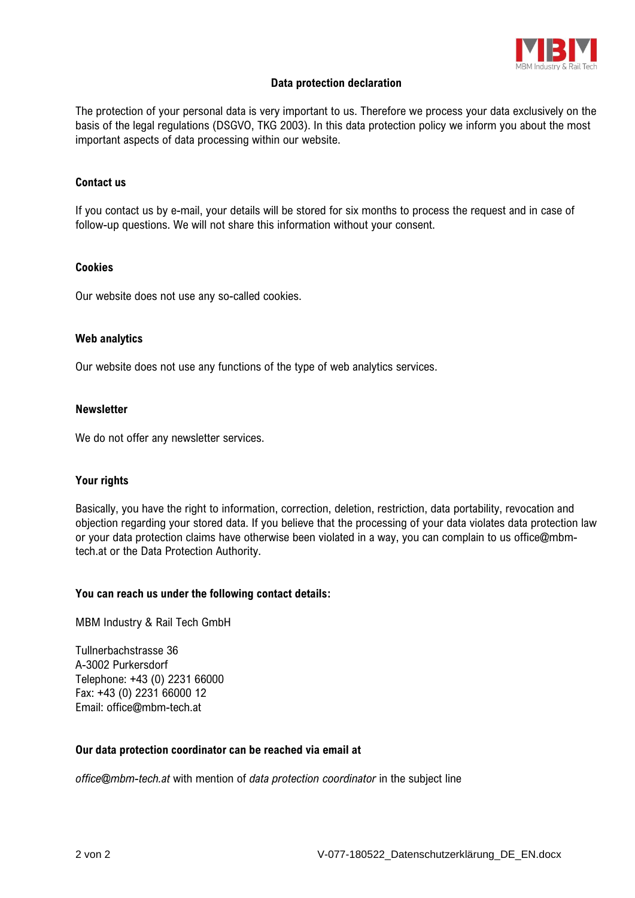## Data protection declaration

The protection of your personal data is very important to us. Therefore we process your data exclusively on the basis of the legal regulations (DSGVO, TKG 2003). In this data protection policy we inform you about the most important aspects of data processing within our website.

### Contact us

If you contact us by e-mail, your details will be stored for six months to process the request and in case of follow-up questions. We will not share this information without your consent.

### Cookies

Our website does not use any so-called cookies.

### Web analytics

Our website does not use any functions of the type of web analytics services.

### Newsletter

We do not offer any newsletter services.

### Your rights

Basically, you have the right to information, correction, deletion, restriction, data portability, revocation and objection regarding your stored data. If you believe that the processing of your data violates data protection law or your data protection claims have otherwise been violated in a way, you can complain to us office@mbm-tech.at or the Data Protection Authority.

### You can reach us under the following contact details:

MBM Industry & Rail Tech GmbH

Tullnerbachstrasse 36
A-3002 Purkersdorf
Telephone: +43 (0) 2231 66000
Fax: +43 (0) 2231 66000 12
Email: office@mbm-tech.at

### Our data protection coordinator can be reached via email at

*office@mbm-tech.at* with mention of *data protection coordinator* in the subject line